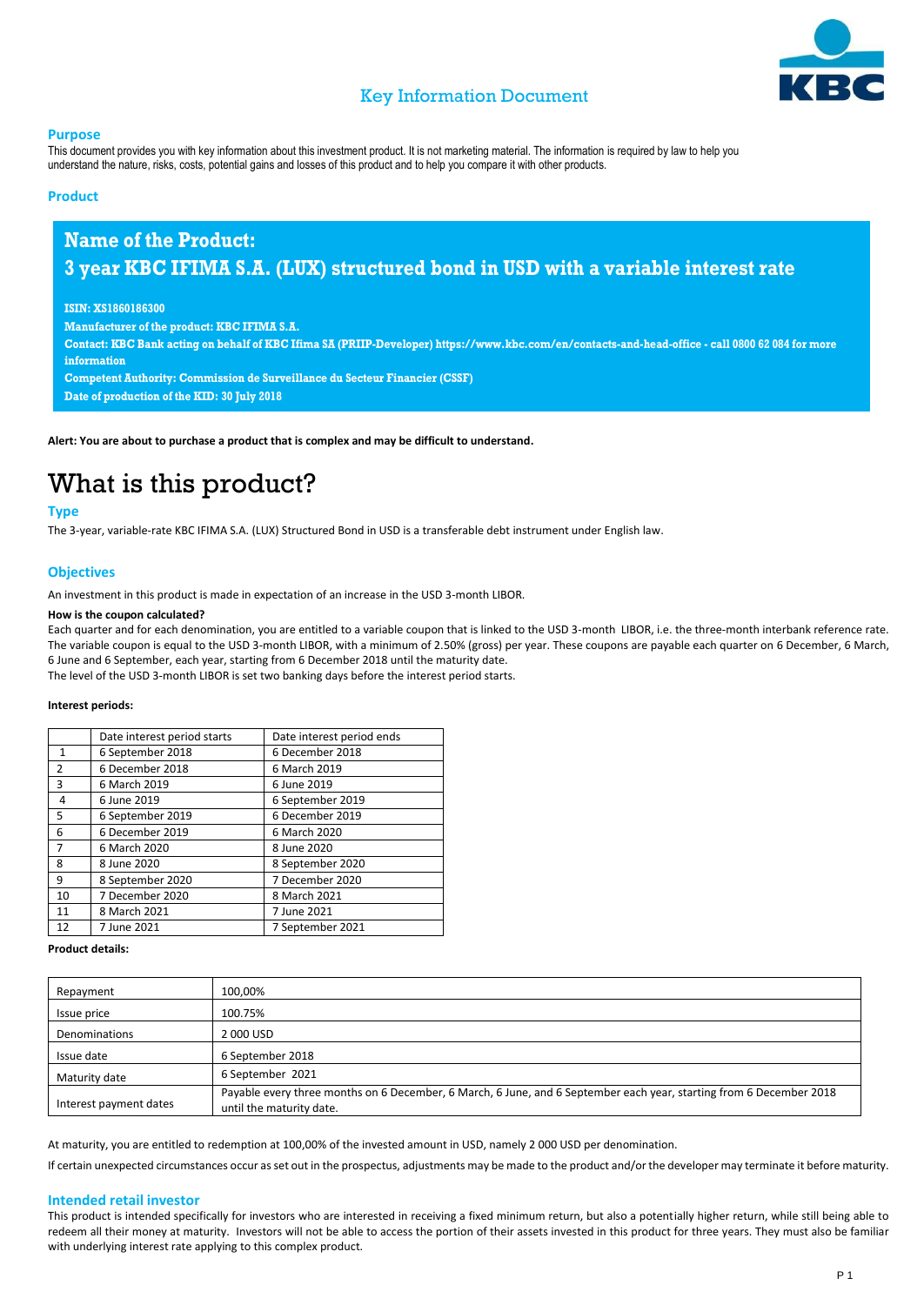# Key Information Document

## Purpose

This document provides you with key information about this investment product. It is not marketing material. The information is required by law to help you understand the nature, risks, costs, potential gains and losses of this product and to help you compare it with other products.

## Product

**Name of the Product:**
**3 year KBC IFIMA S.A. (LUX) structured bond in USD with a variable interest rate**

**ISIN: XS1860186300**
**Manufacturer of the product: KBC IFIMA S.A.**
**Contact: KBC Bank acting on behalf of KBC Ifima SA (PRIIP-Developer) https://www.kbc.com/en/contacts-and-head-office - call 0800 62 084 for more information**
**Competent Authority: Commission de Surveillance du Secteur Financier (CSSF)**
**Date of production of the KID: 30 July 2018**

**Alert: You are about to purchase a product that is complex and may be difficult to understand.**

# What is this product?

## Type

The 3-year, variable-rate KBC IFIMA S.A. (LUX) Structured Bond in USD is a transferable debt instrument under English law.

## Objectives

An investment in this product is made in expectation of an increase in the USD 3-month LIBOR.

**How is the coupon calculated?**

Each quarter and for each denomination, you are entitled to a variable coupon that is linked to the USD 3-month LIBOR, i.e. the three-month interbank reference rate. The variable coupon is equal to the USD 3-month LIBOR, with a minimum of 2.50% (gross) per year. These coupons are payable each quarter on 6 December, 6 March, 6 June and 6 September, each year, starting from 6 December 2018 until the maturity date.
The level of the USD 3-month LIBOR is set two banking days before the interest period starts.

**Interest periods:**

| | Date interest period starts | Date interest period ends |
|---|---|---|
| 1 | 6 September 2018 | 6 December 2018 |
| 2 | 6 December 2018 | 6 March 2019 |
| 3 | 6 March 2019 | 6 June 2019 |
| 4 | 6 June 2019 | 6 September 2019 |
| 5 | 6 September 2019 | 6 December 2019 |
| 6 | 6 December 2019 | 6 March 2020 |
| 7 | 6 March 2020 | 8 June 2020 |
| 8 | 8 June 2020 | 8 September 2020 |
| 9 | 8 September 2020 | 7 December 2020 |
| 10 | 7 December 2020 | 8 March 2021 |
| 11 | 8 March 2021 | 7 June 2021 |
| 12 | 7 June 2021 | 7 September 2021 |

**Product details:**

| | |
|---|---|
| Repayment | 100,00% |
| Issue price | 100.75% |
| Denominations | 2 000 USD |
| Issue date | 6 September 2018 |
| Maturity date | 6 September 2021 |
| Interest payment dates | Payable every three months on 6 December, 6 March, 6 June, and 6 September each year, starting from 6 December 2018 until the maturity date. |

At maturity, you are entitled to redemption at 100,00% of the invested amount in USD, namely 2 000 USD per denomination.

If certain unexpected circumstances occur as set out in the prospectus, adjustments may be made to the product and/or the developer may terminate it before maturity.

## Intended retail investor

This product is intended specifically for investors who are interested in receiving a fixed minimum return, but also a potentially higher return, while still being able to redeem all their money at maturity. Investors will not be able to access the portion of their assets invested in this product for three years. They must also be familiar with underlying interest rate applying to this complex product.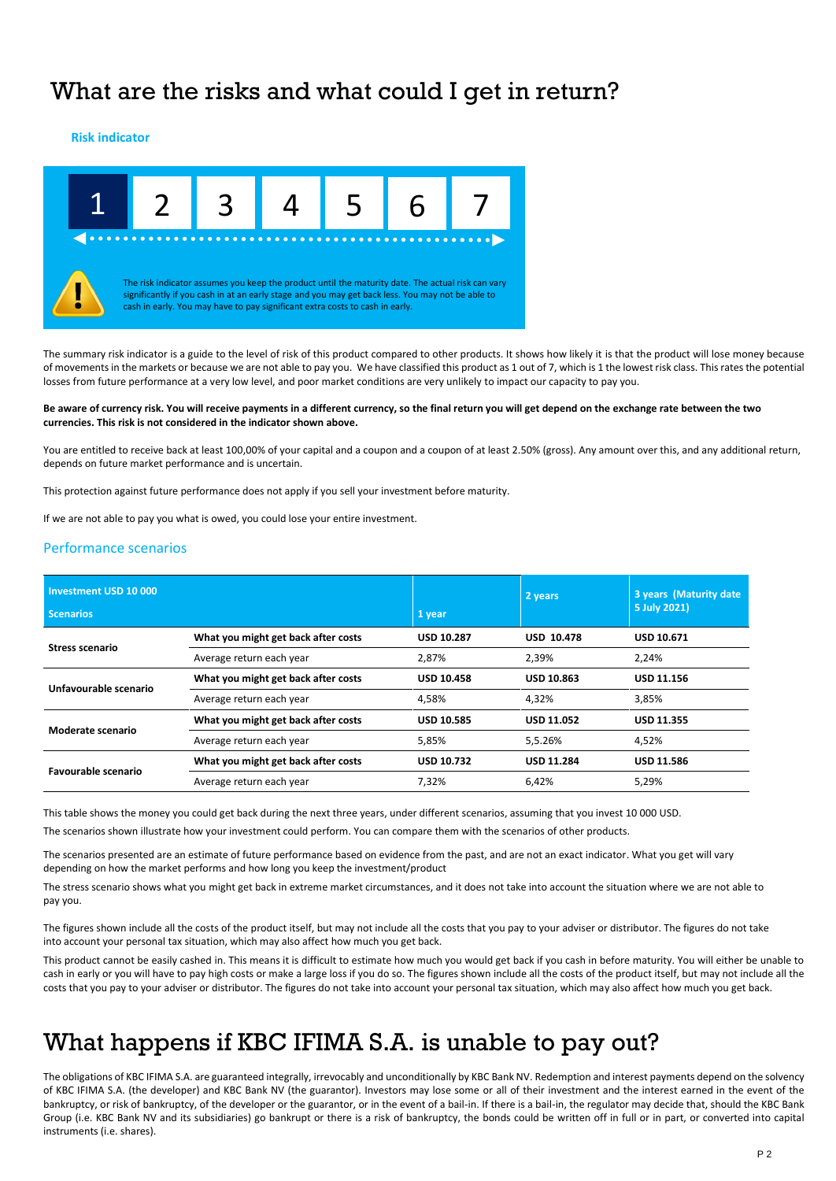# What are the risks and what could I get in return?

### Risk indicator

| 1 | 2 | 3 | 4 | 5 | 6 | 7 |
|---|---|---|---|---|---|---|

The risk indicator assumes you keep the product until the maturity date. The actual risk can vary significantly if you cash in at an early stage and you may get back less. You may not be able to cash in early. You may have to pay significant extra costs to cash in early.

The summary risk indicator is a guide to the level of risk of this product compared to other products. It shows how likely it is that the product will lose money because of movements in the markets or because we are not able to pay you. We have classified this product as 1 out of 7, which is 1 the lowest risk class. This rates the potential losses from future performance at a very low level, and poor market conditions are very unlikely to impact our capacity to pay you.

**Be aware of currency risk. You will receive payments in a different currency, so the final return you will get depend on the exchange rate between the two currencies. This risk is not considered in the indicator shown above.**

You are entitled to receive back at least 100,00% of your capital and a coupon and a coupon of at least 2.50% (gross). Any amount over this, and any additional return, depends on future market performance and is uncertain.

This protection against future performance does not apply if you sell your investment before maturity.

If we are not able to pay you what is owed, you could lose your entire investment.

### Performance scenarios

| Investment USD 10 000<br>Scenarios | | 1 year | 2 years | 3 years (Maturity date 5 July 2021) |
|---|---|---|---|---|
| **Stress scenario** | **What you might get back after costs** | **USD 10.287** | **USD 10.478** | **USD 10.671** |
| | Average return each year | 2,87% | 2,39% | 2,24% |
| **Unfavourable scenario** | **What you might get back after costs** | **USD 10.458** | **USD 10.863** | **USD 11.156** |
| | Average return each year | 4,58% | 4,32% | 3,85% |
| **Moderate scenario** | **What you might get back after costs** | **USD 10.585** | **USD 11.052** | **USD 11.355** |
| | Average return each year | 5,85% | 5,5.26% | 4,52% |
| **Favourable scenario** | **What you might get back after costs** | **USD 10.732** | **USD 11.284** | **USD 11.586** |
| | Average return each year | 7,32% | 6,42% | 5,29% |

This table shows the money you could get back during the next three years, under different scenarios, assuming that you invest 10 000 USD.

The scenarios shown illustrate how your investment could perform. You can compare them with the scenarios of other products.

The scenarios presented are an estimate of future performance based on evidence from the past, and are not an exact indicator. What you get will vary depending on how the market performs and how long you keep the investment/product

The stress scenario shows what you might get back in extreme market circumstances, and it does not take into account the situation where we are not able to pay you.

The figures shown include all the costs of the product itself, but may not include all the costs that you pay to your adviser or distributor. The figures do not take into account your personal tax situation, which may also affect how much you get back.

This product cannot be easily cashed in. This means it is difficult to estimate how much you would get back if you cash in before maturity. You will either be unable to cash in early or you will have to pay high costs or make a large loss if you do so. The figures shown include all the costs of the product itself, but may not include all the costs that you pay to your adviser or distributor. The figures do not take into account your personal tax situation, which may also affect how much you get back.

# What happens if KBC IFIMA S.A. is unable to pay out?

The obligations of KBC IFIMA S.A. are guaranteed integrally, irrevocably and unconditionally by KBC Bank NV. Redemption and interest payments depend on the solvency of KBC IFIMA S.A. (the developer) and KBC Bank NV (the guarantor). Investors may lose some or all of their investment and the interest earned in the event of the bankruptcy, or risk of bankruptcy, of the developer or the guarantor, or in the event of a bail-in. If there is a bail-in, the regulator may decide that, should the KBC Bank Group (i.e. KBC Bank NV and its subsidiaries) go bankrupt or there is a risk of bankruptcy, the bonds could be written off in full or in part, or converted into capital instruments (i.e. shares).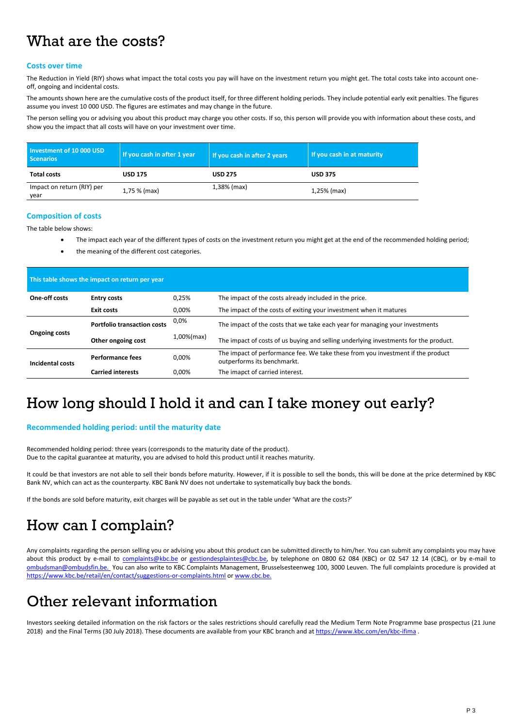# What are the costs?

## Costs over time

The Reduction in Yield (RIY) shows what impact the total costs you pay will have on the investment return you might get. The total costs take into account one-off, ongoing and incidental costs.

The amounts shown here are the cumulative costs of the product itself, for three different holding periods. They include potential early exit penalties. The figures assume you invest 10 000 USD. The figures are estimates and may change in the future.

The person selling you or advising you about this product may charge you other costs. If so, this person will provide you with information about these costs, and show you the impact that all costs will have on your investment over time.

| Investment of 10 000 USD Scenarios | If you cash in after 1 year | If you cash in after 2 years | If you cash in at maturity |
|---|---|---|---|
| **Total costs** | **USD 175** | **USD 275** | **USD 375** |
| Impact on return (RIY) per year | 1,75 % (max) | 1,38% (max) | 1,25% (max) |

## Composition of costs

The table below shows:

- The impact each year of the different types of costs on the investment return you might get at the end of the recommended holding period;
- the meaning of the different cost categories.

| This table shows the impact on return per year | | | |
|---|---|---|---|
| **One-off costs** | **Entry costs** | 0,25% | The impact of the costs already included in the price. |
| | **Exit costs** | 0,00% | The impact of the costs of exiting your investment when it matures |
| **Ongoing costs** | **Portfolio transaction costs** | 0,0% | The impact of the costs that we take each year for managing your investments |
| | **Other ongoing cost** | 1,00%(max) | The impact of costs of us buying and selling underlying investments for the product. |
| **Incidental costs** | **Performance fees** | 0,00% | The impact of performance fee. We take these from you investment if the product outperforms its benchmarkt. |
| | **Carried interests** | 0,00% | The imapct of carried interest. |

# How long should I hold it and can I take money out early?

## Recommended holding period: until the maturity date

Recommended holding period: three years (corresponds to the maturity date of the product).
Due to the capital guarantee at maturity, you are advised to hold this product until it reaches maturity.

It could be that investors are not able to sell their bonds before maturity. However, if it is possible to sell the bonds, this will be done at the price determined by KBC Bank NV, which can act as the counterparty. KBC Bank NV does not undertake to systematically buy back the bonds.

If the bonds are sold before maturity, exit charges will be payable as set out in the table under 'What are the costs?'

# How can I complain?

Any complaints regarding the person selling you or advising you about this product can be submitted directly to him/her. You can submit any complaints you may have about this product by e-mail to complaints@kbc.be or gestiondesplaintes@cbc.be, by telephone on 0800 62 084 (KBC) or 02 547 12 14 (CBC), or by e-mail to ombudsman@ombudsfin.be. You can also write to KBC Complaints Management, Brusselsesteenweg 100, 3000 Leuven. The full complaints procedure is provided at https://www.kbc.be/retail/en/contact/suggestions-or-complaints.html or www.cbc.be.

# Other relevant information

Investors seeking detailed information on the risk factors or the sales restrictions should carefully read the Medium Term Note Programme base prospectus (21 June 2018) and the Final Terms (30 July 2018). These documents are available from your KBC branch and at https://www.kbc.com/en/kbc-ifima .